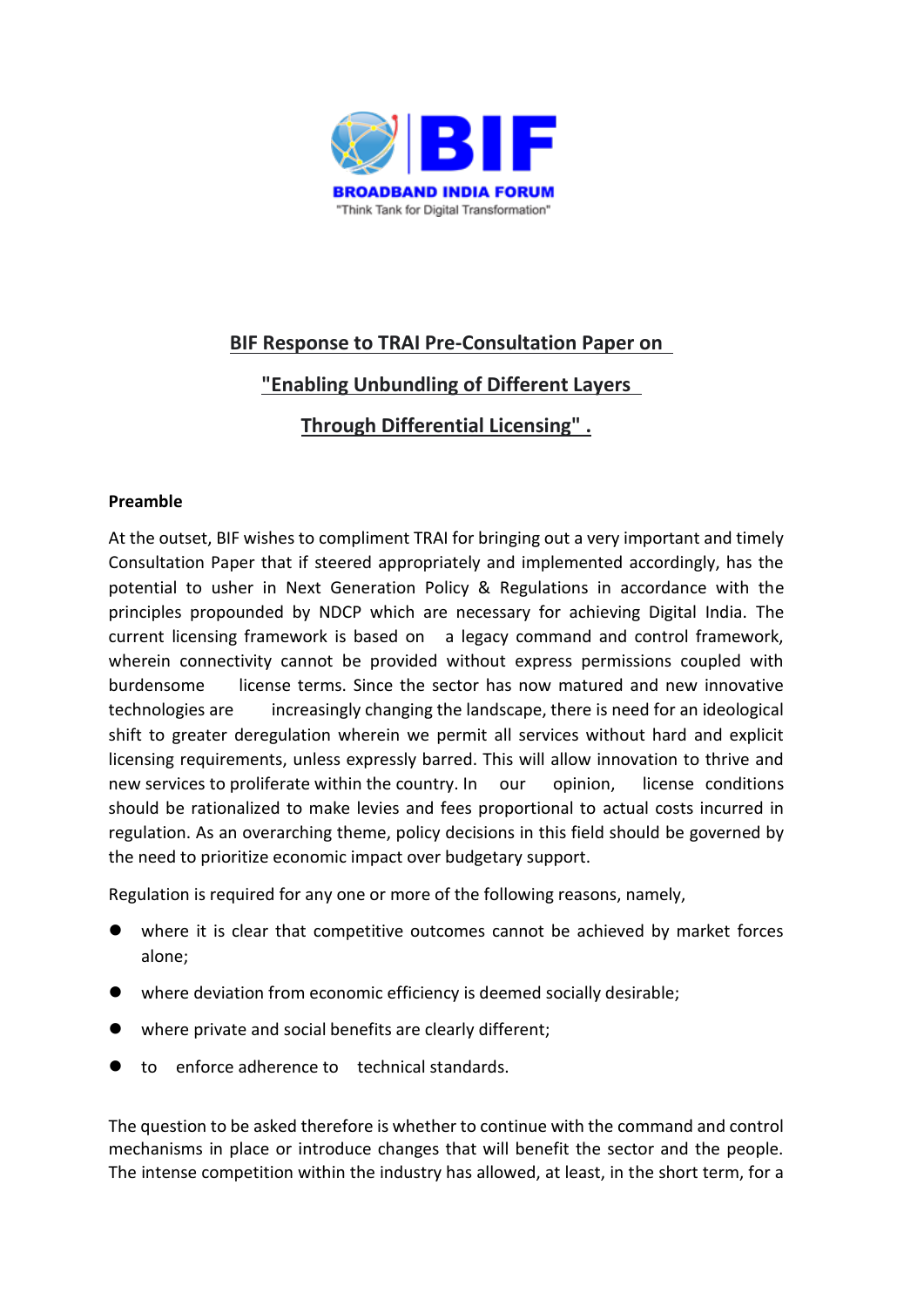BIF

BROADBAND INDIA FORUM

"Think Tank for Digital Transformation"

# BIF Response to TRAI Pre-Consultation Paper on "Enabling Unbundling of Different Layers Through Differential Licensing" .

**Preamble**

At the outset, BIF wishes to compliment TRAI for bringing out a very important and timely Consultation Paper that if steered appropriately and implemented accordingly, has the potential to usher in Next Generation Policy & Regulations in accordance with the principles propounded by NDCP which are necessary for achieving Digital India. The current licensing framework is based on a legacy command and control framework, wherein connectivity cannot be provided without express permissions coupled with burdensome license terms. Since the sector has now matured and new innovative technologies are increasingly changing the landscape, there is need for an ideological shift to greater deregulation wherein we permit all services without hard and explicit licensing requirements, unless expressly barred. This will allow innovation to thrive and new services to proliferate within the country. In our opinion, license conditions should be rationalized to make levies and fees proportional to actual costs incurred in regulation. As an overarching theme, policy decisions in this field should be governed by the need to prioritize economic impact over budgetary support.

Regulation is required for any one or more of the following reasons, namely,

- where it is clear that competitive outcomes cannot be achieved by market forces alone;
- where deviation from economic efficiency is deemed socially desirable;
- where private and social benefits are clearly different;
- to enforce adherence to technical standards.

The question to be asked therefore is whether to continue with the command and control mechanisms in place or introduce changes that will benefit the sector and the people. The intense competition within the industry has allowed, at least, in the short term, for a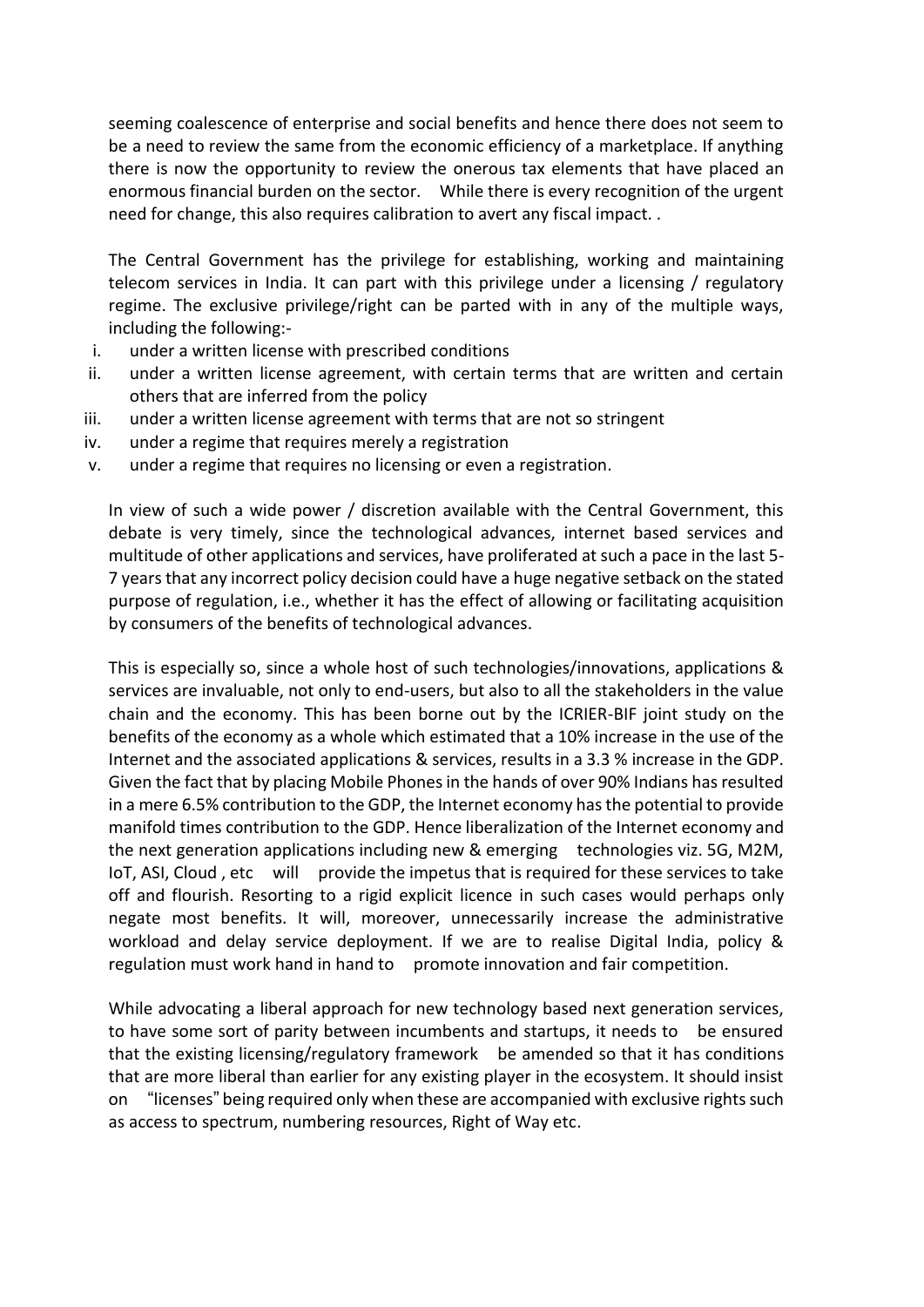seeming coalescence of enterprise and social benefits and hence there does not seem to be a need to review the same from the economic efficiency of a marketplace. If anything there is now the opportunity to review the onerous tax elements that have placed an enormous financial burden on the sector. While there is every recognition of the urgent need for change, this also requires calibration to avert any fiscal impact. .

The Central Government has the privilege for establishing, working and maintaining telecom services in India. It can part with this privilege under a licensing / regulatory regime. The exclusive privilege/right can be parted with in any of the multiple ways, including the following:-

i. under a written license with prescribed conditions
ii. under a written license agreement, with certain terms that are written and certain others that are inferred from the policy
iii. under a written license agreement with terms that are not so stringent
iv. under a regime that requires merely a registration
v. under a regime that requires no licensing or even a registration.

In view of such a wide power / discretion available with the Central Government, this debate is very timely, since the technological advances, internet based services and multitude of other applications and services, have proliferated at such a pace in the last 5-7 years that any incorrect policy decision could have a huge negative setback on the stated purpose of regulation, i.e., whether it has the effect of allowing or facilitating acquisition by consumers of the benefits of technological advances.

This is especially so, since a whole host of such technologies/innovations, applications & services are invaluable, not only to end-users, but also to all the stakeholders in the value chain and the economy. This has been borne out by the ICRIER-BIF joint study on the benefits of the economy as a whole which estimated that a 10% increase in the use of the Internet and the associated applications & services, results in a 3.3 % increase in the GDP. Given the fact that by placing Mobile Phones in the hands of over 90% Indians has resulted in a mere 6.5% contribution to the GDP, the Internet economy has the potential to provide manifold times contribution to the GDP. Hence liberalization of the Internet economy and the next generation applications including new & emerging technologies viz. 5G, M2M, IoT, ASI, Cloud , etc will provide the impetus that is required for these services to take off and flourish. Resorting to a rigid explicit licence in such cases would perhaps only negate most benefits. It will, moreover, unnecessarily increase the administrative workload and delay service deployment. If we are to realise Digital India, policy & regulation must work hand in hand to promote innovation and fair competition.

While advocating a liberal approach for new technology based next generation services, to have some sort of parity between incumbents and startups, it needs to be ensured that the existing licensing/regulatory framework be amended so that it has conditions that are more liberal than earlier for any existing player in the ecosystem. It should insist on "licenses" being required only when these are accompanied with exclusive rights such as access to spectrum, numbering resources, Right of Way etc.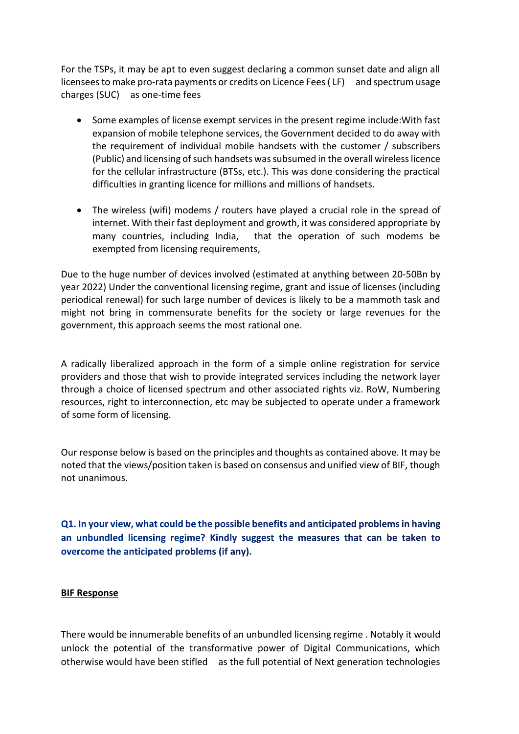For the TSPs, it may be apt to even suggest declaring a common sunset date and align all licensees to make pro-rata payments or credits on Licence Fees ( LF) and spectrum usage charges (SUC) as one-time fees

- Some examples of license exempt services in the present regime include:With fast expansion of mobile telephone services, the Government decided to do away with the requirement of individual mobile handsets with the customer / subscribers (Public) and licensing of such handsets was subsumed in the overall wireless licence for the cellular infrastructure (BTSs, etc.). This was done considering the practical difficulties in granting licence for millions and millions of handsets.

- The wireless (wifi) modems / routers have played a crucial role in the spread of internet. With their fast deployment and growth, it was considered appropriate by many countries, including India, that the operation of such modems be exempted from licensing requirements,

Due to the huge number of devices involved (estimated at anything between 20-50Bn by year 2022) Under the conventional licensing regime, grant and issue of licenses (including periodical renewal) for such large number of devices is likely to be a mammoth task and might not bring in commensurate benefits for the society or large revenues for the government, this approach seems the most rational one.

A radically liberalized approach in the form of a simple online registration for service providers and those that wish to provide integrated services including the network layer through a choice of licensed spectrum and other associated rights viz. RoW, Numbering resources, right to interconnection, etc may be subjected to operate under a framework of some form of licensing.

Our response below is based on the principles and thoughts as contained above. It may be noted that the views/position taken is based on consensus and unified view of BIF, though not unanimous.

**Q1. In your view, what could be the possible benefits and anticipated problems in having an unbundled licensing regime? Kindly suggest the measures that can be taken to overcome the anticipated problems (if any).**

**BIF Response**

There would be innumerable benefits of an unbundled licensing regime . Notably it would unlock the potential of the transformative power of Digital Communications, which otherwise would have been stifled as the full potential of Next generation technologies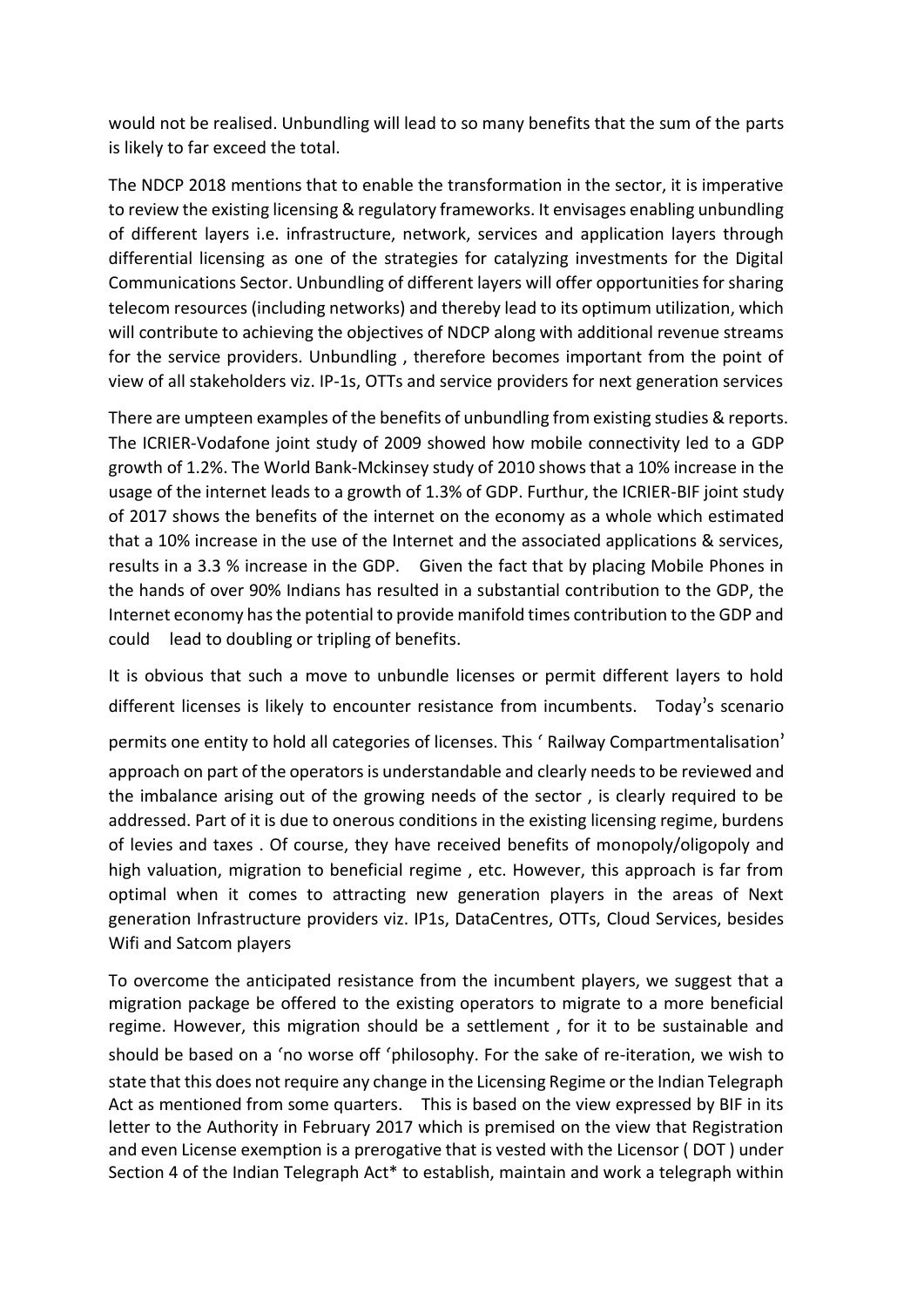would not be realised. Unbundling will lead to so many benefits that the sum of the parts is likely to far exceed the total.

The NDCP 2018 mentions that to enable the transformation in the sector, it is imperative to review the existing licensing & regulatory frameworks. It envisages enabling unbundling of different layers i.e. infrastructure, network, services and application layers through differential licensing as one of the strategies for catalyzing investments for the Digital Communications Sector. Unbundling of different layers will offer opportunities for sharing telecom resources (including networks) and thereby lead to its optimum utilization, which will contribute to achieving the objectives of NDCP along with additional revenue streams for the service providers. Unbundling , therefore becomes important from the point of view of all stakeholders viz. IP-1s, OTTs and service providers for next generation services

There are umpteen examples of the benefits of unbundling from existing studies & reports. The ICRIER-Vodafone joint study of 2009 showed how mobile connectivity led to a GDP growth of 1.2%. The World Bank-Mckinsey study of 2010 shows that a 10% increase in the usage of the internet leads to a growth of 1.3% of GDP. Furthur, the ICRIER-BIF joint study of 2017 shows the benefits of the internet on the economy as a whole which estimated that a 10% increase in the use of the Internet and the associated applications & services, results in a 3.3 % increase in the GDP. Given the fact that by placing Mobile Phones in the hands of over 90% Indians has resulted in a substantial contribution to the GDP, the Internet economy has the potential to provide manifold times contribution to the GDP and could lead to doubling or tripling of benefits.

It is obvious that such a move to unbundle licenses or permit different layers to hold different licenses is likely to encounter resistance from incumbents. Today's scenario permits one entity to hold all categories of licenses. This ' Railway Compartmentalisation' approach on part of the operators is understandable and clearly needs to be reviewed and the imbalance arising out of the growing needs of the sector , is clearly required to be addressed. Part of it is due to onerous conditions in the existing licensing regime, burdens of levies and taxes . Of course, they have received benefits of monopoly/oligopoly and high valuation, migration to beneficial regime , etc. However, this approach is far from optimal when it comes to attracting new generation players in the areas of Next generation Infrastructure providers viz. IP1s, DataCentres, OTTs, Cloud Services, besides Wifi and Satcom players

To overcome the anticipated resistance from the incumbent players, we suggest that a migration package be offered to the existing operators to migrate to a more beneficial regime. However, this migration should be a settlement , for it to be sustainable and should be based on a 'no worse off 'philosophy. For the sake of re-iteration, we wish to state that this does not require any change in the Licensing Regime or the Indian Telegraph Act as mentioned from some quarters. This is based on the view expressed by BIF in its letter to the Authority in February 2017 which is premised on the view that Registration and even License exemption is a prerogative that is vested with the Licensor ( DOT ) under Section 4 of the Indian Telegraph Act* to establish, maintain and work a telegraph within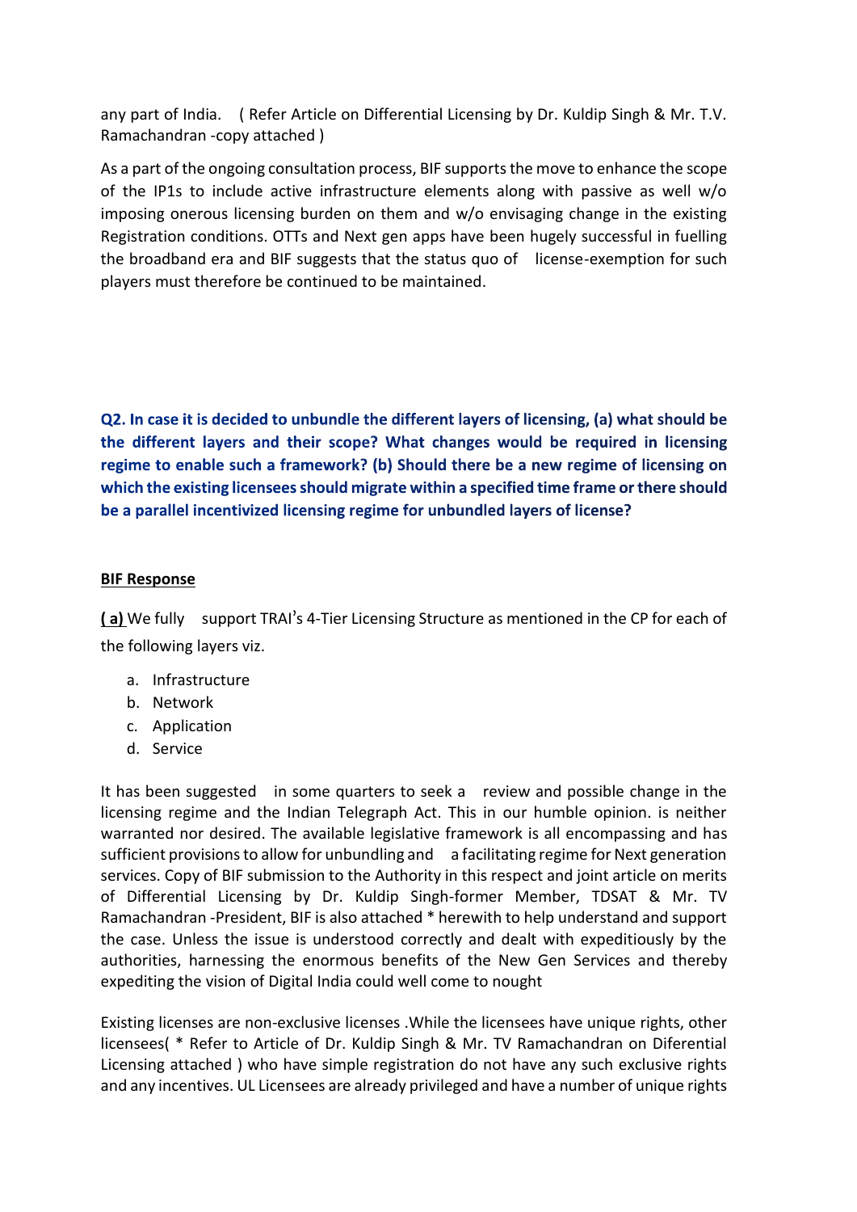any part of India. ( Refer Article on Differential Licensing by Dr. Kuldip Singh & Mr. T.V. Ramachandran -copy attached )

As a part of the ongoing consultation process, BIF supports the move to enhance the scope of the IP1s to include active infrastructure elements along with passive as well w/o imposing onerous licensing burden on them and w/o envisaging change in the existing Registration conditions. OTTs and Next gen apps have been hugely successful in fuelling the broadband era and BIF suggests that the status quo of license-exemption for such players must therefore be continued to be maintained.

**Q2. In case it is decided to unbundle the different layers of licensing, (a) what should be the different layers and their scope? What changes would be required in licensing regime to enable such a framework? (b) Should there be a new regime of licensing on which the existing licensees should migrate within a specified time frame or there should be a parallel incentivized licensing regime for unbundled layers of license?**

**BIF Response**

**( a)** We fully support TRAI's 4-Tier Licensing Structure as mentioned in the CP for each of the following layers viz.

a. Infrastructure
b. Network
c. Application
d. Service

It has been suggested in some quarters to seek a review and possible change in the licensing regime and the Indian Telegraph Act. This in our humble opinion. is neither warranted nor desired. The available legislative framework is all encompassing and has sufficient provisions to allow for unbundling and a facilitating regime for Next generation services. Copy of BIF submission to the Authority in this respect and joint article on merits of Differential Licensing by Dr. Kuldip Singh-former Member, TDSAT & Mr. TV Ramachandran -President, BIF is also attached * herewith to help understand and support the case. Unless the issue is understood correctly and dealt with expeditiously by the authorities, harnessing the enormous benefits of the New Gen Services and thereby expediting the vision of Digital India could well come to nought

Existing licenses are non-exclusive licenses .While the licensees have unique rights, other licensees( * Refer to Article of Dr. Kuldip Singh & Mr. TV Ramachandran on Diferential Licensing attached ) who have simple registration do not have any such exclusive rights and any incentives. UL Licensees are already privileged and have a number of unique rights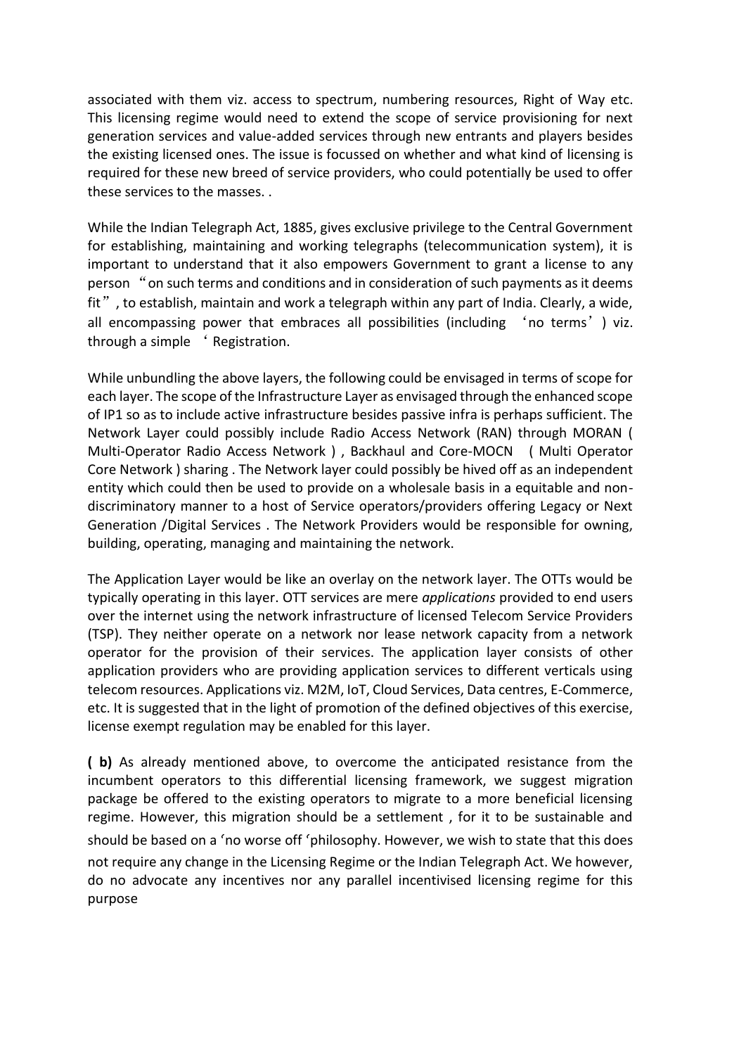associated with them viz. access to spectrum, numbering resources, Right of Way etc. This licensing regime would need to extend the scope of service provisioning for next generation services and value-added services through new entrants and players besides the existing licensed ones. The issue is focussed on whether and what kind of licensing is required for these new breed of service providers, who could potentially be used to offer these services to the masses. .

While the Indian Telegraph Act, 1885, gives exclusive privilege to the Central Government for establishing, maintaining and working telegraphs (telecommunication system), it is important to understand that it also empowers Government to grant a license to any person "on such terms and conditions and in consideration of such payments as it deems fit", to establish, maintain and work a telegraph within any part of India. Clearly, a wide, all encompassing power that embraces all possibilities (including 'no terms') viz. through a simple ' Registration.

While unbundling the above layers, the following could be envisaged in terms of scope for each layer. The scope of the Infrastructure Layer as envisaged through the enhanced scope of IP1 so as to include active infrastructure besides passive infra is perhaps sufficient. The Network Layer could possibly include Radio Access Network (RAN) through MORAN ( Multi-Operator Radio Access Network ) , Backhaul and Core-MOCN ( Multi Operator Core Network ) sharing . The Network layer could possibly be hived off as an independent entity which could then be used to provide on a wholesale basis in a equitable and non-discriminatory manner to a host of Service operators/providers offering Legacy or Next Generation /Digital Services . The Network Providers would be responsible for owning, building, operating, managing and maintaining the network.

The Application Layer would be like an overlay on the network layer. The OTTs would be typically operating in this layer. OTT services are mere *applications* provided to end users over the internet using the network infrastructure of licensed Telecom Service Providers (TSP). They neither operate on a network nor lease network capacity from a network operator for the provision of their services. The application layer consists of other application providers who are providing application services to different verticals using telecom resources. Applications viz. M2M, IoT, Cloud Services, Data centres, E-Commerce, etc. It is suggested that in the light of promotion of the defined objectives of this exercise, license exempt regulation may be enabled for this layer.

**( b)** As already mentioned above, to overcome the anticipated resistance from the incumbent operators to this differential licensing framework, we suggest migration package be offered to the existing operators to migrate to a more beneficial licensing regime. However, this migration should be a settlement , for it to be sustainable and should be based on a 'no worse off 'philosophy. However, we wish to state that this does not require any change in the Licensing Regime or the Indian Telegraph Act. We however, do no advocate any incentives nor any parallel incentivised licensing regime for this purpose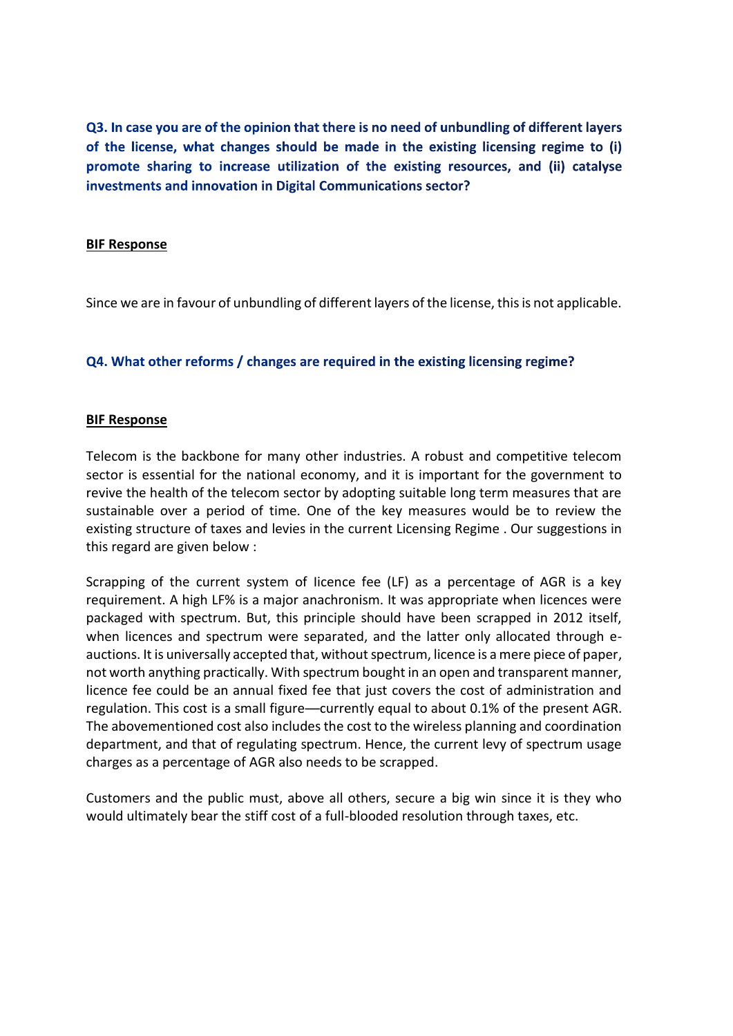**Q3. In case you are of the opinion that there is no need of unbundling of different layers of the license, what changes should be made in the existing licensing regime to (i) promote sharing to increase utilization of the existing resources, and (ii) catalyse investments and innovation in Digital Communications sector?**

**BIF Response**

Since we are in favour of unbundling of different layers of the license, this is not applicable.

**Q4. What other reforms / changes are required in the existing licensing regime?**

**BIF Response**

Telecom is the backbone for many other industries. A robust and competitive telecom sector is essential for the national economy, and it is important for the government to revive the health of the telecom sector by adopting suitable long term measures that are sustainable over a period of time. One of the key measures would be to review the existing structure of taxes and levies in the current Licensing Regime . Our suggestions in this regard are given below :

Scrapping of the current system of licence fee (LF) as a percentage of AGR is a key requirement. A high LF% is a major anachronism. It was appropriate when licences were packaged with spectrum. But, this principle should have been scrapped in 2012 itself, when licences and spectrum were separated, and the latter only allocated through e-auctions. It is universally accepted that, without spectrum, licence is a mere piece of paper, not worth anything practically. With spectrum bought in an open and transparent manner, licence fee could be an annual fixed fee that just covers the cost of administration and regulation. This cost is a small figure—currently equal to about 0.1% of the present AGR. The abovementioned cost also includes the cost to the wireless planning and coordination department, and that of regulating spectrum. Hence, the current levy of spectrum usage charges as a percentage of AGR also needs to be scrapped.

Customers and the public must, above all others, secure a big win since it is they who would ultimately bear the stiff cost of a full-blooded resolution through taxes, etc.